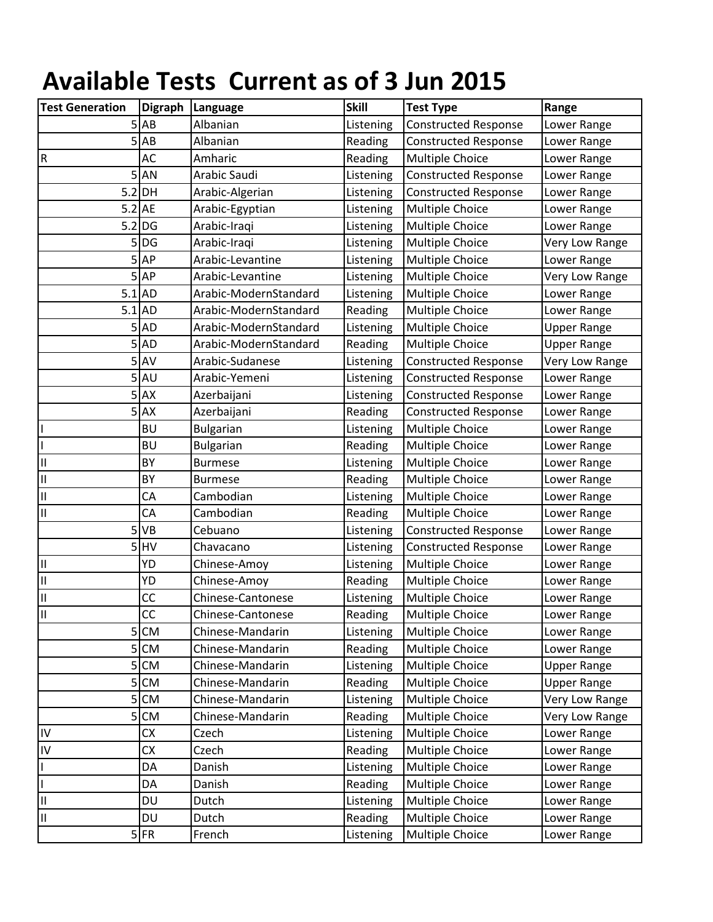# Available Tests Current as of 3 Jun 2015

| Test Generation | Digraph | Language | Skill | Test Type | Range |
|---|---|---|---|---|---|
| 5 | AB | Albanian | Listening | Constructed Response | Lower Range |
| 5 | AB | Albanian | Reading | Constructed Response | Lower Range |
| R | AC | Amharic | Reading | Multiple Choice | Lower Range |
| 5 | AN | Arabic Saudi | Listening | Constructed Response | Lower Range |
| 5.2 | DH | Arabic-Algerian | Listening | Constructed Response | Lower Range |
| 5.2 | AE | Arabic-Egyptian | Listening | Multiple Choice | Lower Range |
| 5.2 | DG | Arabic-Iraqi | Listening | Multiple Choice | Lower Range |
| 5 | DG | Arabic-Iraqi | Listening | Multiple Choice | Very Low Range |
| 5 | AP | Arabic-Levantine | Listening | Multiple Choice | Lower Range |
| 5 | AP | Arabic-Levantine | Listening | Multiple Choice | Very Low Range |
| 5.1 | AD | Arabic-ModernStandard | Listening | Multiple Choice | Lower Range |
| 5.1 | AD | Arabic-ModernStandard | Reading | Multiple Choice | Lower Range |
| 5 | AD | Arabic-ModernStandard | Listening | Multiple Choice | Upper Range |
| 5 | AD | Arabic-ModernStandard | Reading | Multiple Choice | Upper Range |
| 5 | AV | Arabic-Sudanese | Listening | Constructed Response | Very Low Range |
| 5 | AU | Arabic-Yemeni | Listening | Constructed Response | Lower Range |
| 5 | AX | Azerbaijani | Listening | Constructed Response | Lower Range |
| 5 | AX | Azerbaijani | Reading | Constructed Response | Lower Range |
| I | BU | Bulgarian | Listening | Multiple Choice | Lower Range |
| I | BU | Bulgarian | Reading | Multiple Choice | Lower Range |
| II | BY | Burmese | Listening | Multiple Choice | Lower Range |
| II | BY | Burmese | Reading | Multiple Choice | Lower Range |
| II | CA | Cambodian | Listening | Multiple Choice | Lower Range |
| II | CA | Cambodian | Reading | Multiple Choice | Lower Range |
| 5 | VB | Cebuano | Listening | Constructed Response | Lower Range |
| 5 | HV | Chavacano | Listening | Constructed Response | Lower Range |
| II | YD | Chinese-Amoy | Listening | Multiple Choice | Lower Range |
| II | YD | Chinese-Amoy | Reading | Multiple Choice | Lower Range |
| II | CC | Chinese-Cantonese | Listening | Multiple Choice | Lower Range |
| II | CC | Chinese-Cantonese | Reading | Multiple Choice | Lower Range |
| 5 | CM | Chinese-Mandarin | Listening | Multiple Choice | Lower Range |
| 5 | CM | Chinese-Mandarin | Reading | Multiple Choice | Lower Range |
| 5 | CM | Chinese-Mandarin | Listening | Multiple Choice | Upper Range |
| 5 | CM | Chinese-Mandarin | Reading | Multiple Choice | Upper Range |
| 5 | CM | Chinese-Mandarin | Listening | Multiple Choice | Very Low Range |
| 5 | CM | Chinese-Mandarin | Reading | Multiple Choice | Very Low Range |
| IV | CX | Czech | Listening | Multiple Choice | Lower Range |
| IV | CX | Czech | Reading | Multiple Choice | Lower Range |
| I | DA | Danish | Listening | Multiple Choice | Lower Range |
| I | DA | Danish | Reading | Multiple Choice | Lower Range |
| II | DU | Dutch | Listening | Multiple Choice | Lower Range |
| II | DU | Dutch | Reading | Multiple Choice | Lower Range |
| 5 | FR | French | Listening | Multiple Choice | Lower Range |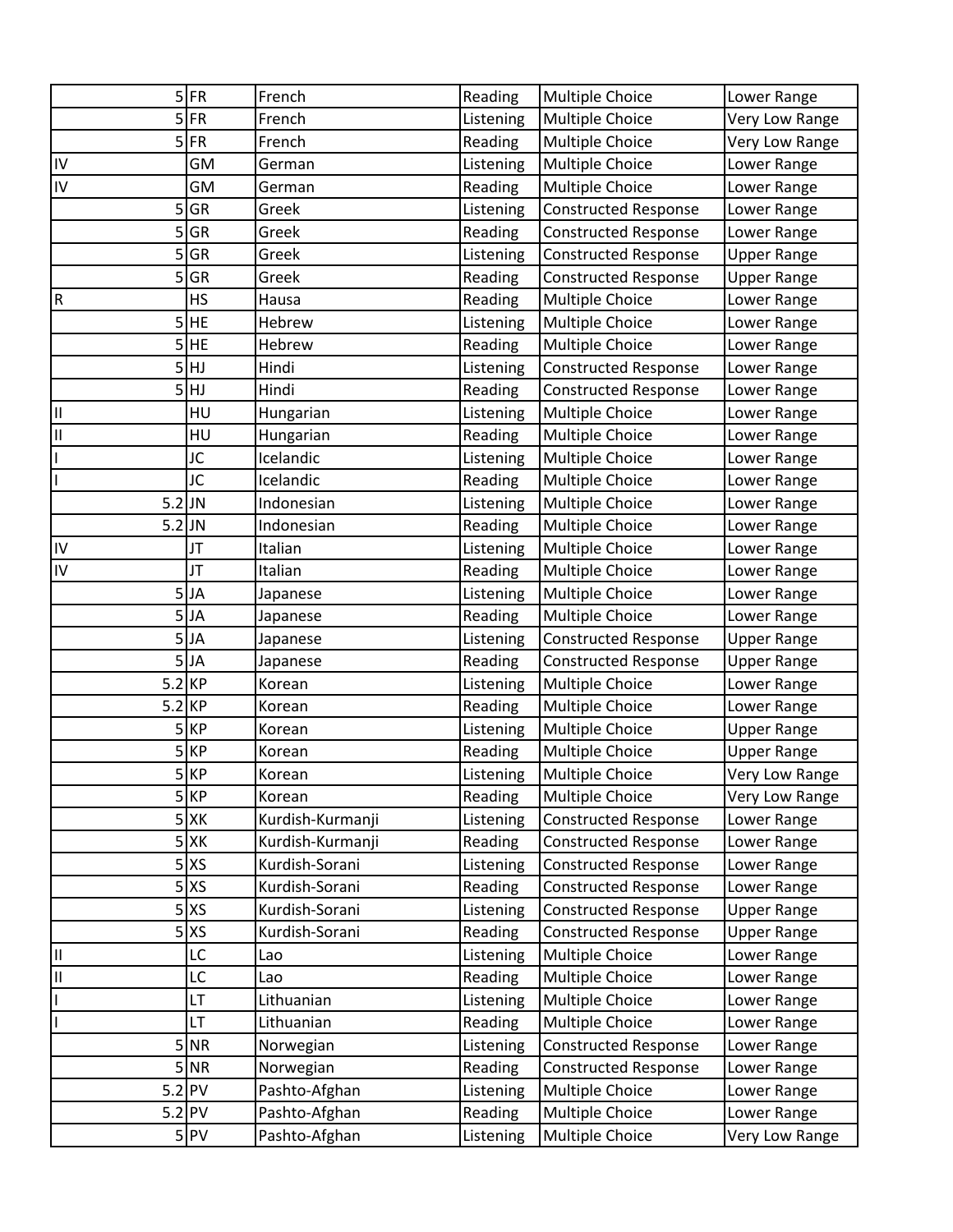| | | | | | |
|---|---|---|---|---|---|
| 5 | FR | French | Reading | Multiple Choice | Lower Range |
| 5 | FR | French | Listening | Multiple Choice | Very Low Range |
| 5 | FR | French | Reading | Multiple Choice | Very Low Range |
| IV | GM | German | Listening | Multiple Choice | Lower Range |
| IV | GM | German | Reading | Multiple Choice | Lower Range |
| 5 | GR | Greek | Listening | Constructed Response | Lower Range |
| 5 | GR | Greek | Reading | Constructed Response | Lower Range |
| 5 | GR | Greek | Listening | Constructed Response | Upper Range |
| 5 | GR | Greek | Reading | Constructed Response | Upper Range |
| R | HS | Hausa | Reading | Multiple Choice | Lower Range |
| 5 | HE | Hebrew | Listening | Multiple Choice | Lower Range |
| 5 | HE | Hebrew | Reading | Multiple Choice | Lower Range |
| 5 | HJ | Hindi | Listening | Constructed Response | Lower Range |
| 5 | HJ | Hindi | Reading | Constructed Response | Lower Range |
| II | HU | Hungarian | Listening | Multiple Choice | Lower Range |
| II | HU | Hungarian | Reading | Multiple Choice | Lower Range |
| I | JC | Icelandic | Listening | Multiple Choice | Lower Range |
| I | JC | Icelandic | Reading | Multiple Choice | Lower Range |
| 5.2 | JN | Indonesian | Listening | Multiple Choice | Lower Range |
| 5.2 | JN | Indonesian | Reading | Multiple Choice | Lower Range |
| IV | JT | Italian | Listening | Multiple Choice | Lower Range |
| IV | JT | Italian | Reading | Multiple Choice | Lower Range |
| 5 | JA | Japanese | Listening | Multiple Choice | Lower Range |
| 5 | JA | Japanese | Reading | Multiple Choice | Lower Range |
| 5 | JA | Japanese | Listening | Constructed Response | Upper Range |
| 5 | JA | Japanese | Reading | Constructed Response | Upper Range |
| 5.2 | KP | Korean | Listening | Multiple Choice | Lower Range |
| 5.2 | KP | Korean | Reading | Multiple Choice | Lower Range |
| 5 | KP | Korean | Listening | Multiple Choice | Upper Range |
| 5 | KP | Korean | Reading | Multiple Choice | Upper Range |
| 5 | KP | Korean | Listening | Multiple Choice | Very Low Range |
| 5 | KP | Korean | Reading | Multiple Choice | Very Low Range |
| 5 | XK | Kurdish-Kurmanji | Listening | Constructed Response | Lower Range |
| 5 | XK | Kurdish-Kurmanji | Reading | Constructed Response | Lower Range |
| 5 | XS | Kurdish-Sorani | Listening | Constructed Response | Lower Range |
| 5 | XS | Kurdish-Sorani | Reading | Constructed Response | Lower Range |
| 5 | XS | Kurdish-Sorani | Listening | Constructed Response | Upper Range |
| 5 | XS | Kurdish-Sorani | Reading | Constructed Response | Upper Range |
| II | LC | Lao | Listening | Multiple Choice | Lower Range |
| II | LC | Lao | Reading | Multiple Choice | Lower Range |
| I | LT | Lithuanian | Listening | Multiple Choice | Lower Range |
| I | LT | Lithuanian | Reading | Multiple Choice | Lower Range |
| 5 | NR | Norwegian | Listening | Constructed Response | Lower Range |
| 5 | NR | Norwegian | Reading | Constructed Response | Lower Range |
| 5.2 | PV | Pashto-Afghan | Listening | Multiple Choice | Lower Range |
| 5.2 | PV | Pashto-Afghan | Reading | Multiple Choice | Lower Range |
| 5 | PV | Pashto-Afghan | Listening | Multiple Choice | Very Low Range |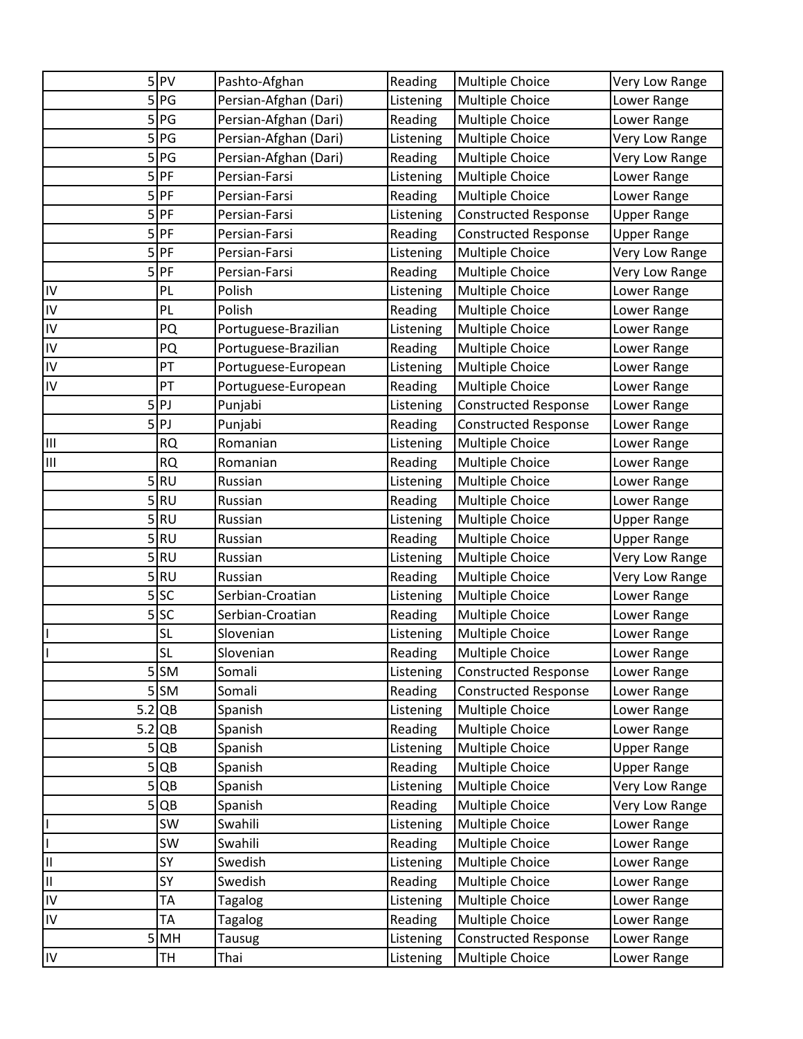| | | | | | |
|---|---|---|---|---|---|
| 5 | PV | Pashto-Afghan | Reading | Multiple Choice | Very Low Range |
| 5 | PG | Persian-Afghan (Dari) | Listening | Multiple Choice | Lower Range |
| 5 | PG | Persian-Afghan (Dari) | Reading | Multiple Choice | Lower Range |
| 5 | PG | Persian-Afghan (Dari) | Listening | Multiple Choice | Very Low Range |
| 5 | PG | Persian-Afghan (Dari) | Reading | Multiple Choice | Very Low Range |
| 5 | PF | Persian-Farsi | Listening | Multiple Choice | Lower Range |
| 5 | PF | Persian-Farsi | Reading | Multiple Choice | Lower Range |
| 5 | PF | Persian-Farsi | Listening | Constructed Response | Upper Range |
| 5 | PF | Persian-Farsi | Reading | Constructed Response | Upper Range |
| 5 | PF | Persian-Farsi | Listening | Multiple Choice | Very Low Range |
| 5 | PF | Persian-Farsi | Reading | Multiple Choice | Very Low Range |
| IV | PL | Polish | Listening | Multiple Choice | Lower Range |
| IV | PL | Polish | Reading | Multiple Choice | Lower Range |
| IV | PQ | Portuguese-Brazilian | Listening | Multiple Choice | Lower Range |
| IV | PQ | Portuguese-Brazilian | Reading | Multiple Choice | Lower Range |
| IV | PT | Portuguese-European | Listening | Multiple Choice | Lower Range |
| IV | PT | Portuguese-European | Reading | Multiple Choice | Lower Range |
| 5 | PJ | Punjabi | Listening | Constructed Response | Lower Range |
| 5 | PJ | Punjabi | Reading | Constructed Response | Lower Range |
| III | RQ | Romanian | Listening | Multiple Choice | Lower Range |
| III | RQ | Romanian | Reading | Multiple Choice | Lower Range |
| 5 | RU | Russian | Listening | Multiple Choice | Lower Range |
| 5 | RU | Russian | Reading | Multiple Choice | Lower Range |
| 5 | RU | Russian | Listening | Multiple Choice | Upper Range |
| 5 | RU | Russian | Reading | Multiple Choice | Upper Range |
| 5 | RU | Russian | Listening | Multiple Choice | Very Low Range |
| 5 | RU | Russian | Reading | Multiple Choice | Very Low Range |
| 5 | SC | Serbian-Croatian | Listening | Multiple Choice | Lower Range |
| 5 | SC | Serbian-Croatian | Reading | Multiple Choice | Lower Range |
| I | SL | Slovenian | Listening | Multiple Choice | Lower Range |
| I | SL | Slovenian | Reading | Multiple Choice | Lower Range |
| 5 | SM | Somali | Listening | Constructed Response | Lower Range |
| 5 | SM | Somali | Reading | Constructed Response | Lower Range |
| 5.2 | QB | Spanish | Listening | Multiple Choice | Lower Range |
| 5.2 | QB | Spanish | Reading | Multiple Choice | Lower Range |
| 5 | QB | Spanish | Listening | Multiple Choice | Upper Range |
| 5 | QB | Spanish | Reading | Multiple Choice | Upper Range |
| 5 | QB | Spanish | Listening | Multiple Choice | Very Low Range |
| 5 | QB | Spanish | Reading | Multiple Choice | Very Low Range |
| I | SW | Swahili | Listening | Multiple Choice | Lower Range |
| I | SW | Swahili | Reading | Multiple Choice | Lower Range |
| II | SY | Swedish | Listening | Multiple Choice | Lower Range |
| II | SY | Swedish | Reading | Multiple Choice | Lower Range |
| IV | TA | Tagalog | Listening | Multiple Choice | Lower Range |
| IV | TA | Tagalog | Reading | Multiple Choice | Lower Range |
| 5 | MH | Tausug | Listening | Constructed Response | Lower Range |
| IV | TH | Thai | Listening | Multiple Choice | Lower Range |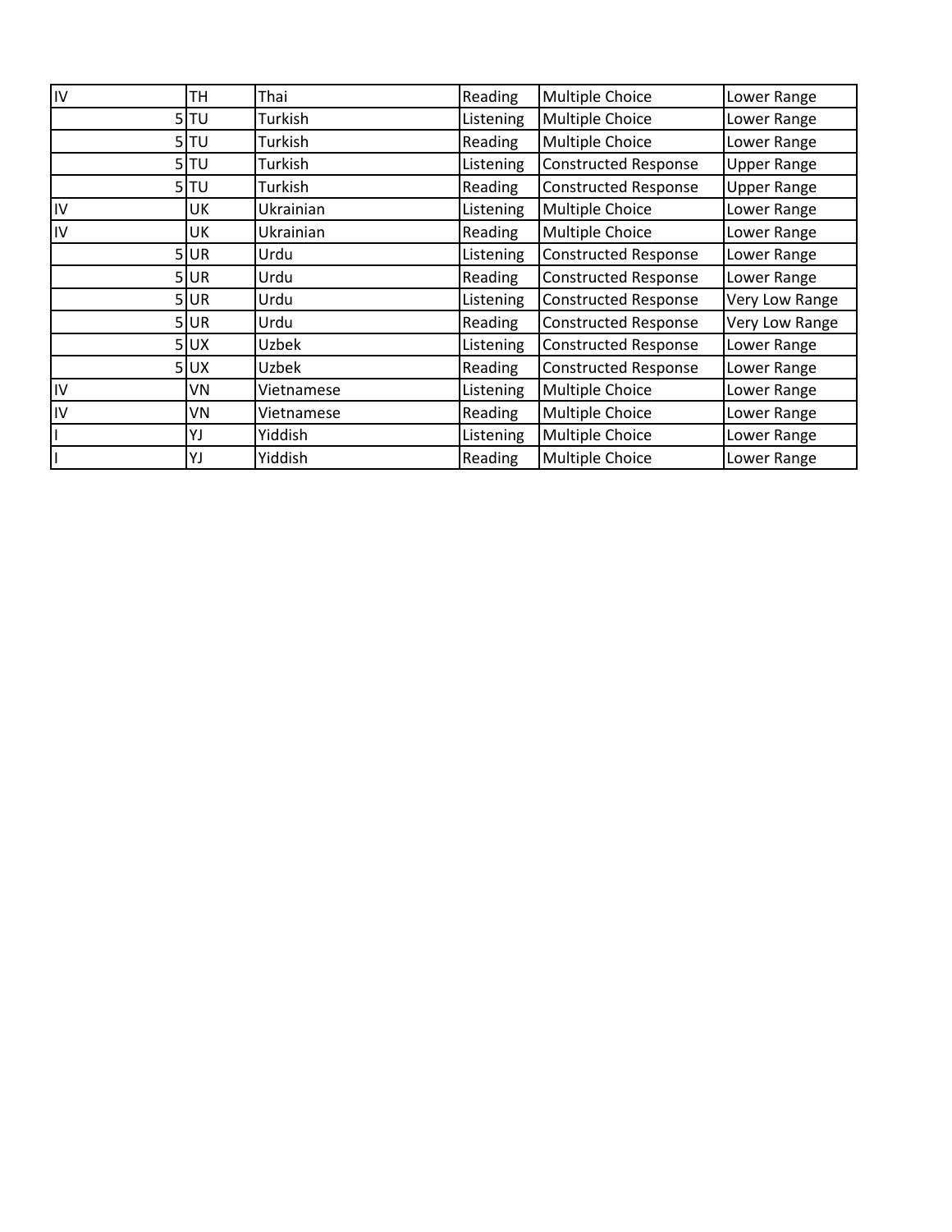| | | | | | |
|---|---|---|---|---|---|
| IV | TH | Thai | Reading | Multiple Choice | Lower Range |
| 5 | TU | Turkish | Listening | Multiple Choice | Lower Range |
| 5 | TU | Turkish | Reading | Multiple Choice | Lower Range |
| 5 | TU | Turkish | Listening | Constructed Response | Upper Range |
| 5 | TU | Turkish | Reading | Constructed Response | Upper Range |
| IV | UK | Ukrainian | Listening | Multiple Choice | Lower Range |
| IV | UK | Ukrainian | Reading | Multiple Choice | Lower Range |
| 5 | UR | Urdu | Listening | Constructed Response | Lower Range |
| 5 | UR | Urdu | Reading | Constructed Response | Lower Range |
| 5 | UR | Urdu | Listening | Constructed Response | Very Low Range |
| 5 | UR | Urdu | Reading | Constructed Response | Very Low Range |
| 5 | UX | Uzbek | Listening | Constructed Response | Lower Range |
| 5 | UX | Uzbek | Reading | Constructed Response | Lower Range |
| IV | VN | Vietnamese | Listening | Multiple Choice | Lower Range |
| IV | VN | Vietnamese | Reading | Multiple Choice | Lower Range |
| I | YJ | Yiddish | Listening | Multiple Choice | Lower Range |
| I | YJ | Yiddish | Reading | Multiple Choice | Lower Range |